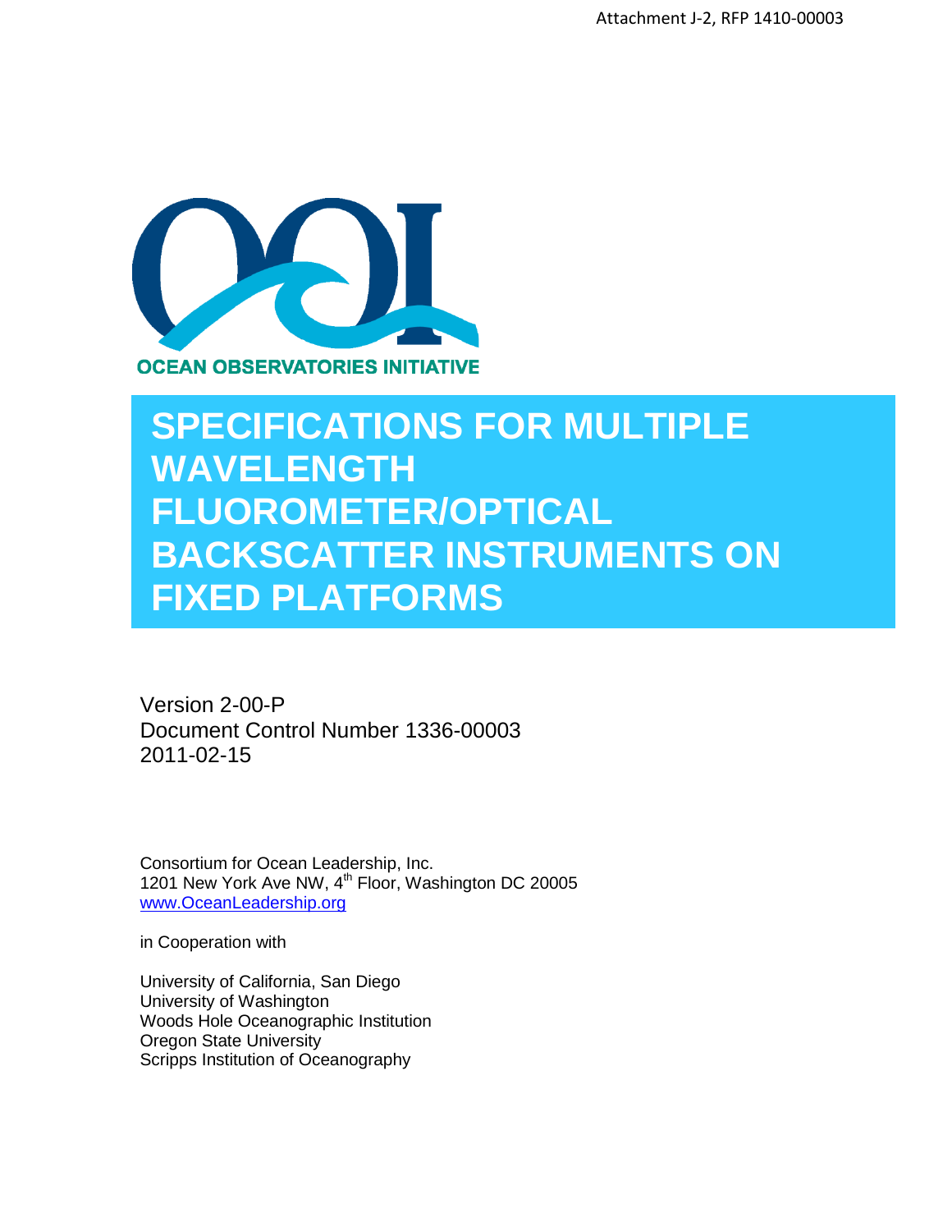Attachment J-2, RFP 1410-00003

OCEAN OBSERVATORIES INITIATIVE

# SPECIFICATIONS FOR MULTIPLE WAVELENGTH FLUOROMETER/OPTICAL BACKSCATTER INSTRUMENTS ON FIXED PLATFORMS

Version 2-00-P
Document Control Number 1336-00003
2011-02-15

Consortium for Ocean Leadership, Inc.
1201 New York Ave NW, 4th Floor, Washington DC 20005
www.OceanLeadership.org

in Cooperation with

University of California, San Diego
University of Washington
Woods Hole Oceanographic Institution
Oregon State University
Scripps Institution of Oceanography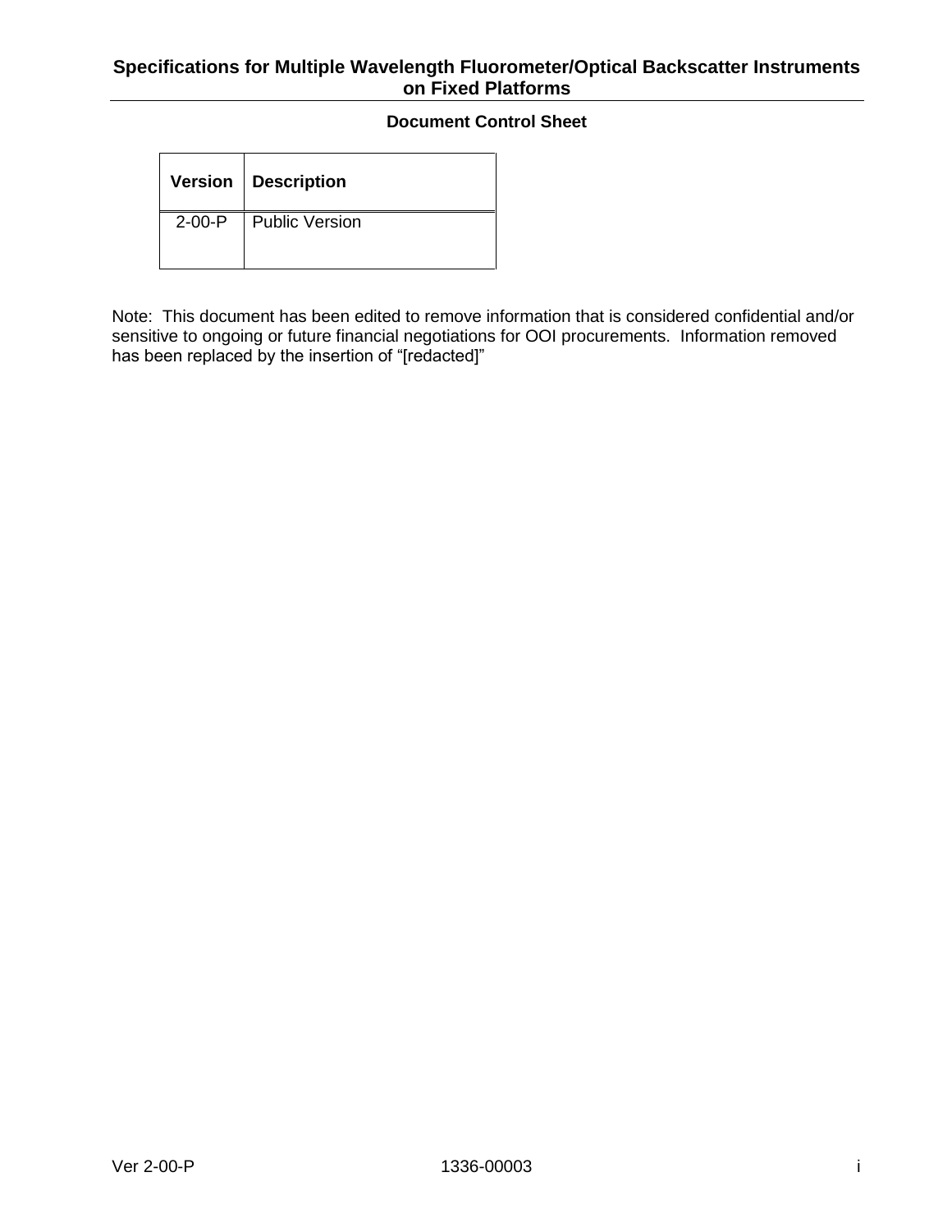## Document Control Sheet

| Version | Description |
|---|---|
| 2-00-P | Public Version |

Note: This document has been edited to remove information that is considered confidential and/or sensitive to ongoing or future financial negotiations for OOI procurements. Information removed has been replaced by the insertion of "[redacted]"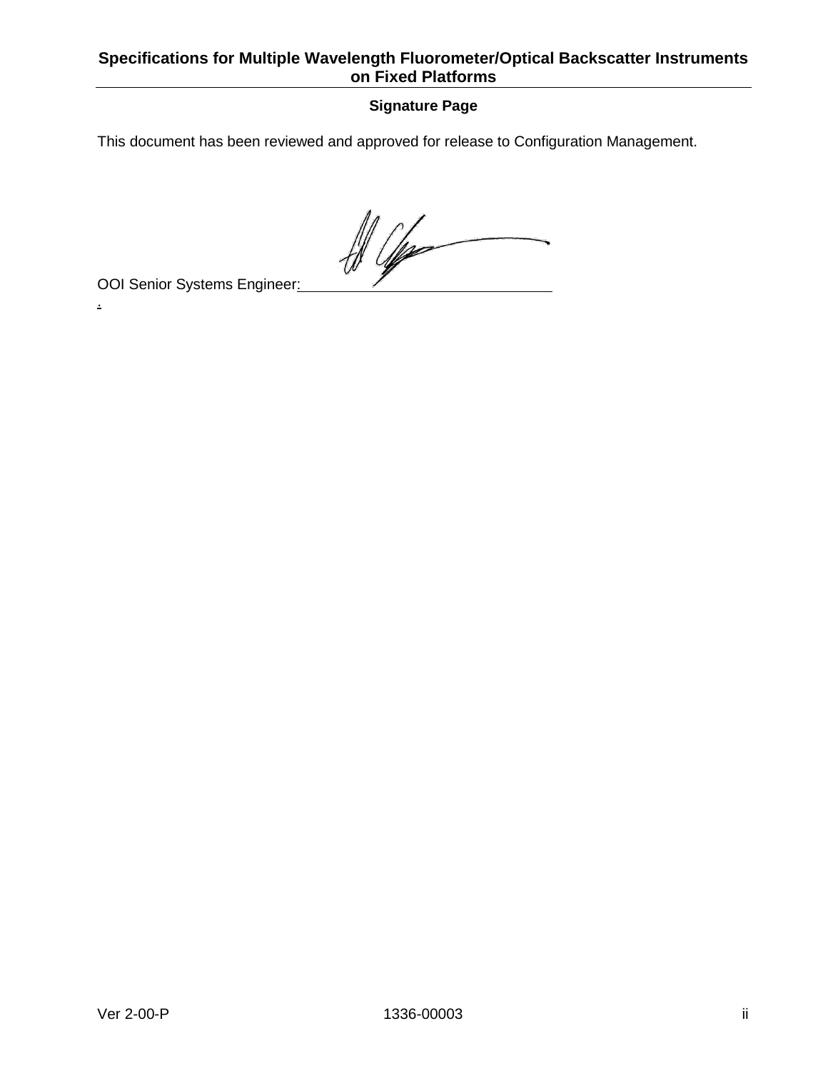## Signature Page

This document has been reviewed and approved for release to Configuration Management.

OOI Senior Systems Engineer: ______________________________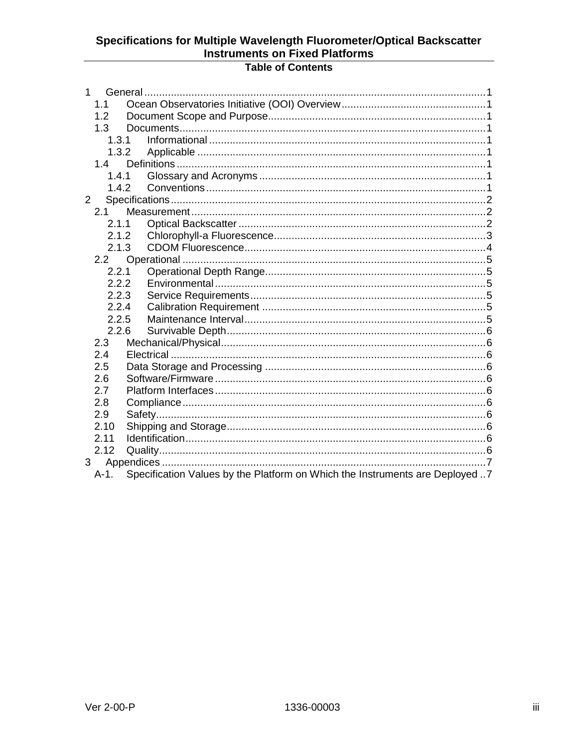**Table of Contents**

1 General ..... 1
  1.1 Ocean Observatories Initiative (OOI) Overview ..... 1
  1.2 Document Scope and Purpose ..... 1
  1.3 Documents ..... 1
    1.3.1 Informational ..... 1
    1.3.2 Applicable ..... 1
  1.4 Definitions ..... 1
    1.4.1 Glossary and Acronyms ..... 1
    1.4.2 Conventions ..... 1
2 Specifications ..... 2
  2.1 Measurement ..... 2
    2.1.1 Optical Backscatter ..... 2
    2.1.2 Chlorophyll-a Fluorescence ..... 3
    2.1.3 CDOM Fluorescence ..... 4
  2.2 Operational ..... 5
    2.2.1 Operational Depth Range ..... 5
    2.2.2 Environmental ..... 5
    2.2.3 Service Requirements ..... 5
    2.2.4 Calibration Requirement ..... 5
    2.2.5 Maintenance Interval ..... 5
    2.2.6 Survivable Depth ..... 6
  2.3 Mechanical/Physical ..... 6
  2.4 Electrical ..... 6
  2.5 Data Storage and Processing ..... 6
  2.6 Software/Firmware ..... 6
  2.7 Platform Interfaces ..... 6
  2.8 Compliance ..... 6
  2.9 Safety ..... 6
  2.10 Shipping and Storage ..... 6
  2.11 Identification ..... 6
  2.12 Quality ..... 6
3 Appendices ..... 7
  A-1. Specification Values by the Platform on Which the Instruments are Deployed ..... 7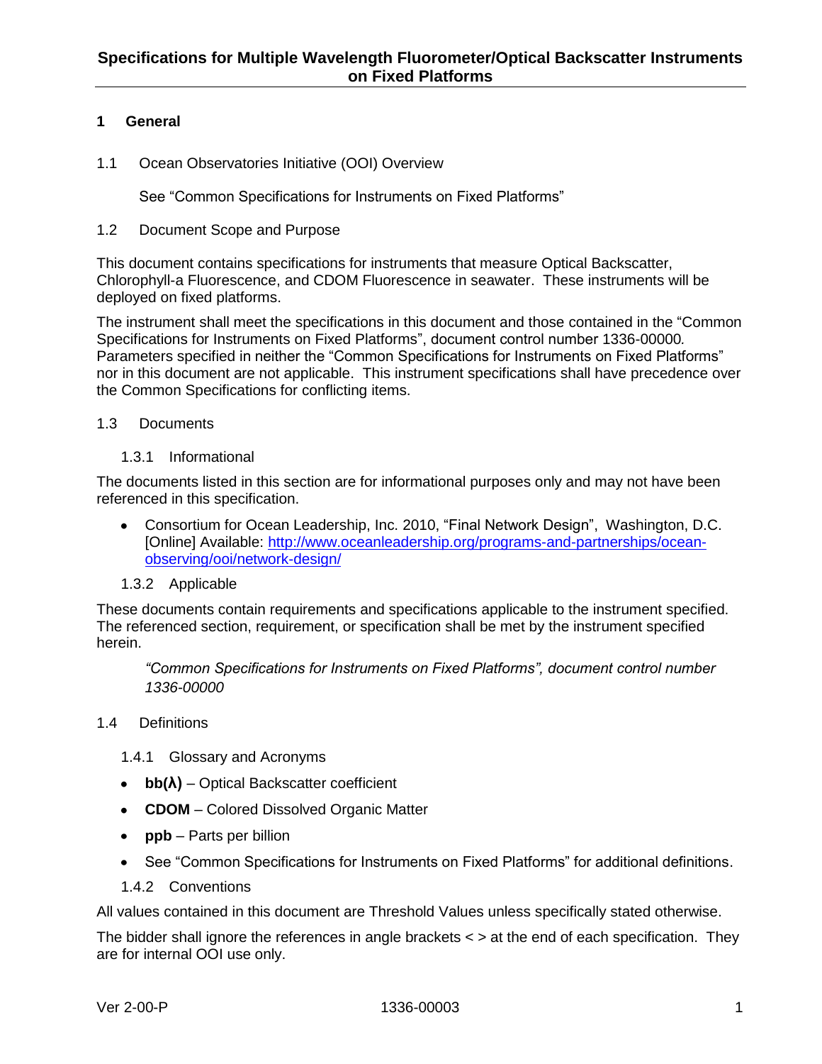# Specifications for Multiple Wavelength Fluorometer/Optical Backscatter Instruments on Fixed Platforms

## 1 General

### 1.1 Ocean Observatories Initiative (OOI) Overview

See "Common Specifications for Instruments on Fixed Platforms"

### 1.2 Document Scope and Purpose

This document contains specifications for instruments that measure Optical Backscatter, Chlorophyll-a Fluorescence, and CDOM Fluorescence in seawater. These instruments will be deployed on fixed platforms.

The instrument shall meet the specifications in this document and those contained in the "Common Specifications for Instruments on Fixed Platforms", document control number 1336-00000*.* Parameters specified in neither the "Common Specifications for Instruments on Fixed Platforms" nor in this document are not applicable. This instrument specifications shall have precedence over the Common Specifications for conflicting items.

### 1.3 Documents

#### 1.3.1 Informational

The documents listed in this section are for informational purposes only and may not have been referenced in this specification.

- Consortium for Ocean Leadership, Inc. 2010, "Final Network Design", Washington, D.C. [Online] Available: [http://www.oceanleadership.org/programs-and-partnerships/ocean-observing/ooi/network-design/](http://www.oceanleadership.org/programs-and-partnerships/ocean-observing/ooi/network-design/)

#### 1.3.2 Applicable

These documents contain requirements and specifications applicable to the instrument specified. The referenced section, requirement, or specification shall be met by the instrument specified herein.

*"Common Specifications for Instruments on Fixed Platforms", document control number 1336-00000*

### 1.4 Definitions

#### 1.4.1 Glossary and Acronyms

- **bb(λ)** – Optical Backscatter coefficient
- **CDOM** – Colored Dissolved Organic Matter
- **ppb** – Parts per billion
- See "Common Specifications for Instruments on Fixed Platforms" for additional definitions.

#### 1.4.2 Conventions

All values contained in this document are Threshold Values unless specifically stated otherwise.

The bidder shall ignore the references in angle brackets < > at the end of each specification. They are for internal OOI use only.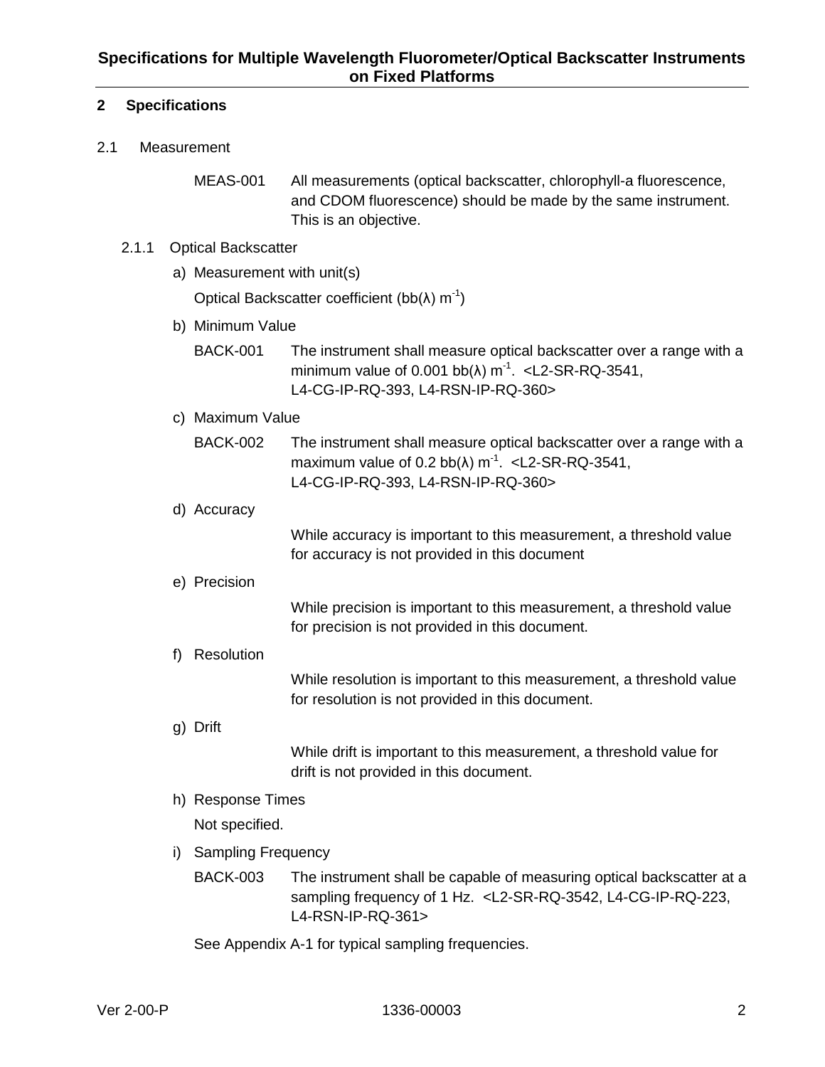## 2 Specifications

### 2.1 Measurement

MEAS-001 All measurements (optical backscatter, chlorophyll-a fluorescence, and CDOM fluorescence) should be made by the same instrument. This is an objective.

#### 2.1.1 Optical Backscatter

a) Measurement with unit(s)

Optical Backscatter coefficient (bb(λ) $m^{-1}$)

b) Minimum Value

BACK-001 The instrument shall measure optical backscatter over a range with a minimum value of 0.001 bb(λ) $m^{-1}$. <L2-SR-RQ-3541, L4-CG-IP-RQ-393, L4-RSN-IP-RQ-360>

c) Maximum Value

BACK-002 The instrument shall measure optical backscatter over a range with a maximum value of 0.2 bb(λ) $m^{-1}$. <L2-SR-RQ-3541, L4-CG-IP-RQ-393, L4-RSN-IP-RQ-360>

d) Accuracy

While accuracy is important to this measurement, a threshold value for accuracy is not provided in this document

e) Precision

While precision is important to this measurement, a threshold value for precision is not provided in this document.

f) Resolution

While resolution is important to this measurement, a threshold value for resolution is not provided in this document.

g) Drift

While drift is important to this measurement, a threshold value for drift is not provided in this document.

h) Response Times

Not specified.

i) Sampling Frequency

BACK-003 The instrument shall be capable of measuring optical backscatter at a sampling frequency of 1 Hz. <L2-SR-RQ-3542, L4-CG-IP-RQ-223, L4-RSN-IP-RQ-361>

See Appendix A-1 for typical sampling frequencies.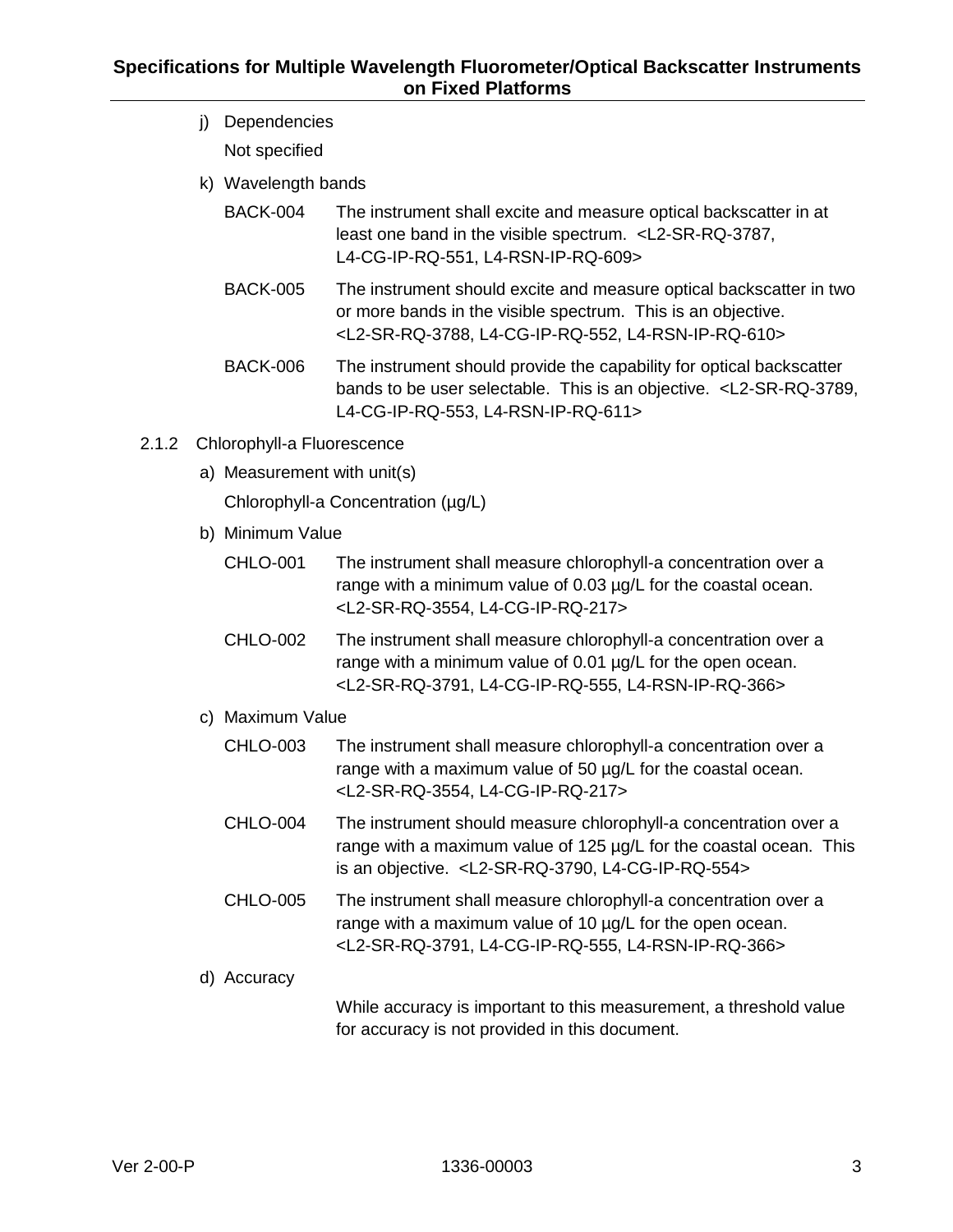j) Dependencies

Not specified

k) Wavelength bands

BACK-004 The instrument shall excite and measure optical backscatter in at least one band in the visible spectrum. <L2-SR-RQ-3787, L4-CG-IP-RQ-551, L4-RSN-IP-RQ-609>

BACK-005 The instrument should excite and measure optical backscatter in two or more bands in the visible spectrum. This is an objective. <L2-SR-RQ-3788, L4-CG-IP-RQ-552, L4-RSN-IP-RQ-610>

BACK-006 The instrument should provide the capability for optical backscatter bands to be user selectable. This is an objective. <L2-SR-RQ-3789, L4-CG-IP-RQ-553, L4-RSN-IP-RQ-611>

### 2.1.2 Chlorophyll-a Fluorescence

a) Measurement with unit(s)

Chlorophyll-a Concentration (µg/L)

b) Minimum Value

CHLO-001 The instrument shall measure chlorophyll-a concentration over a range with a minimum value of 0.03 µg/L for the coastal ocean. <L2-SR-RQ-3554, L4-CG-IP-RQ-217>

CHLO-002 The instrument shall measure chlorophyll-a concentration over a range with a minimum value of 0.01 µg/L for the open ocean. <L2-SR-RQ-3791, L4-CG-IP-RQ-555, L4-RSN-IP-RQ-366>

c) Maximum Value

CHLO-003 The instrument shall measure chlorophyll-a concentration over a range with a maximum value of 50 µg/L for the coastal ocean. <L2-SR-RQ-3554, L4-CG-IP-RQ-217>

CHLO-004 The instrument should measure chlorophyll-a concentration over a range with a maximum value of 125 µg/L for the coastal ocean. This is an objective. <L2-SR-RQ-3790, L4-CG-IP-RQ-554>

CHLO-005 The instrument shall measure chlorophyll-a concentration over a range with a maximum value of 10 µg/L for the open ocean. <L2-SR-RQ-3791, L4-CG-IP-RQ-555, L4-RSN-IP-RQ-366>

d) Accuracy

While accuracy is important to this measurement, a threshold value for accuracy is not provided in this document.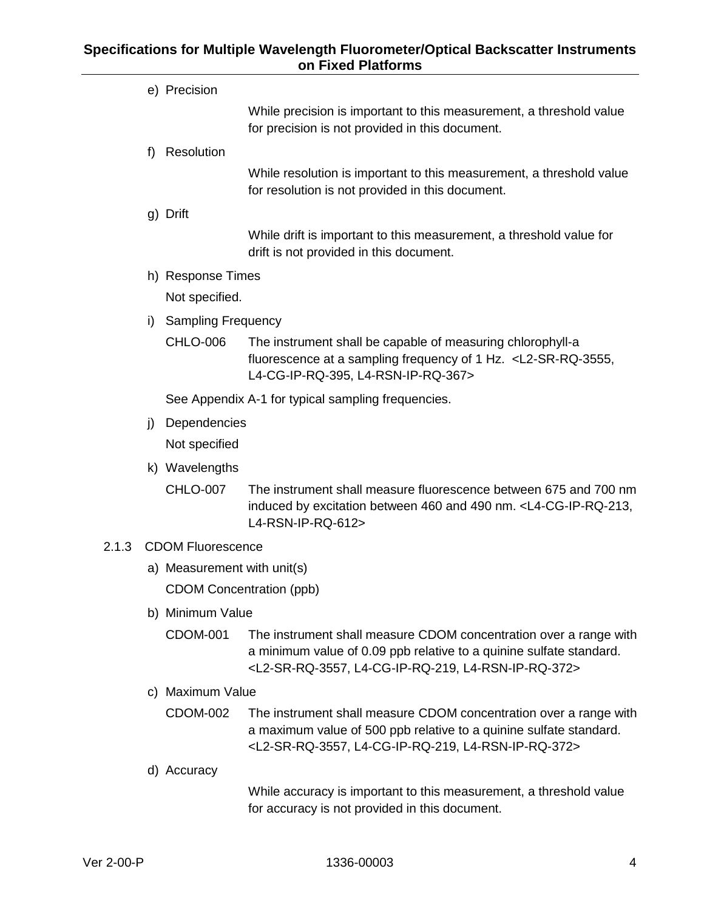e) Precision

While precision is important to this measurement, a threshold value for precision is not provided in this document.

f) Resolution

While resolution is important to this measurement, a threshold value for resolution is not provided in this document.

g) Drift

While drift is important to this measurement, a threshold value for drift is not provided in this document.

h) Response Times

Not specified.

i) Sampling Frequency

CHLO-006 The instrument shall be capable of measuring chlorophyll-a fluorescence at a sampling frequency of 1 Hz. <L2-SR-RQ-3555, L4-CG-IP-RQ-395, L4-RSN-IP-RQ-367>

See Appendix A-1 for typical sampling frequencies.

j) Dependencies

Not specified

k) Wavelengths

CHLO-007 The instrument shall measure fluorescence between 675 and 700 nm induced by excitation between 460 and 490 nm. <L4-CG-IP-RQ-213, L4-RSN-IP-RQ-612>

### 2.1.3 CDOM Fluorescence

a) Measurement with unit(s)

CDOM Concentration (ppb)

b) Minimum Value

CDOM-001 The instrument shall measure CDOM concentration over a range with a minimum value of 0.09 ppb relative to a quinine sulfate standard. <L2-SR-RQ-3557, L4-CG-IP-RQ-219, L4-RSN-IP-RQ-372>

c) Maximum Value

CDOM-002 The instrument shall measure CDOM concentration over a range with a maximum value of 500 ppb relative to a quinine sulfate standard. <L2-SR-RQ-3557, L4-CG-IP-RQ-219, L4-RSN-IP-RQ-372>

d) Accuracy

While accuracy is important to this measurement, a threshold value for accuracy is not provided in this document.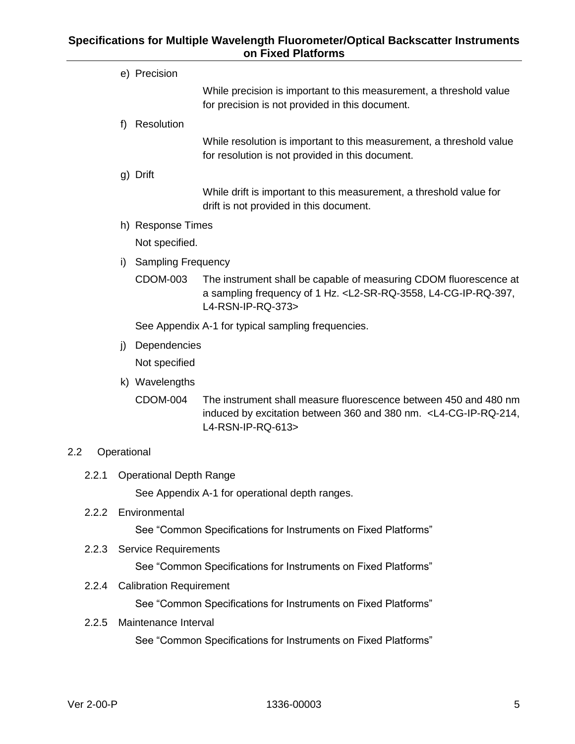e) Precision

While precision is important to this measurement, a threshold value for precision is not provided in this document.

f) Resolution

While resolution is important to this measurement, a threshold value for resolution is not provided in this document.

g) Drift

While drift is important to this measurement, a threshold value for drift is not provided in this document.

h) Response Times

Not specified.

i) Sampling Frequency

CDOM-003 The instrument shall be capable of measuring CDOM fluorescence at a sampling frequency of 1 Hz. <L2-SR-RQ-3558, L4-CG-IP-RQ-397, L4-RSN-IP-RQ-373>

See Appendix A-1 for typical sampling frequencies.

j) Dependencies

Not specified

k) Wavelengths

CDOM-004 The instrument shall measure fluorescence between 450 and 480 nm induced by excitation between 360 and 380 nm. <L4-CG-IP-RQ-214, L4-RSN-IP-RQ-613>

## 2.2 Operational

### 2.2.1 Operational Depth Range

See Appendix A-1 for operational depth ranges.

### 2.2.2 Environmental

See “Common Specifications for Instruments on Fixed Platforms”

### 2.2.3 Service Requirements

See “Common Specifications for Instruments on Fixed Platforms”

### 2.2.4 Calibration Requirement

See “Common Specifications for Instruments on Fixed Platforms”

### 2.2.5 Maintenance Interval

See “Common Specifications for Instruments on Fixed Platforms”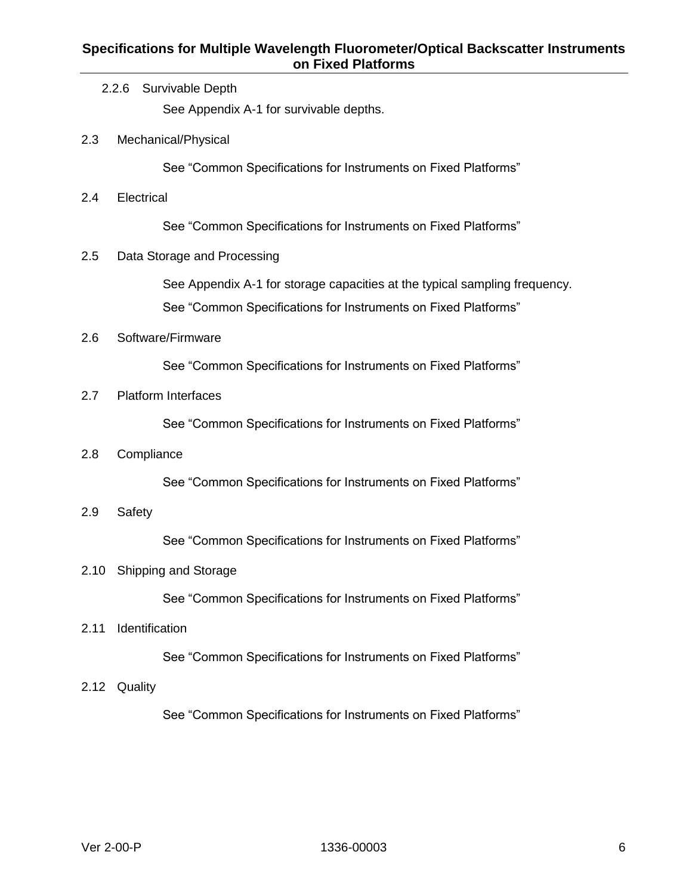#### 2.2.6 Survivable Depth

See Appendix A-1 for survivable depths.

### 2.3 Mechanical/Physical

See “Common Specifications for Instruments on Fixed Platforms”

### 2.4 Electrical

See “Common Specifications for Instruments on Fixed Platforms”

### 2.5 Data Storage and Processing

See Appendix A-1 for storage capacities at the typical sampling frequency.

See “Common Specifications for Instruments on Fixed Platforms”

### 2.6 Software/Firmware

See “Common Specifications for Instruments on Fixed Platforms”

### 2.7 Platform Interfaces

See “Common Specifications for Instruments on Fixed Platforms”

### 2.8 Compliance

See “Common Specifications for Instruments on Fixed Platforms”

### 2.9 Safety

See “Common Specifications for Instruments on Fixed Platforms”

### 2.10 Shipping and Storage

See “Common Specifications for Instruments on Fixed Platforms”

### 2.11 Identification

See “Common Specifications for Instruments on Fixed Platforms”

### 2.12 Quality

See “Common Specifications for Instruments on Fixed Platforms”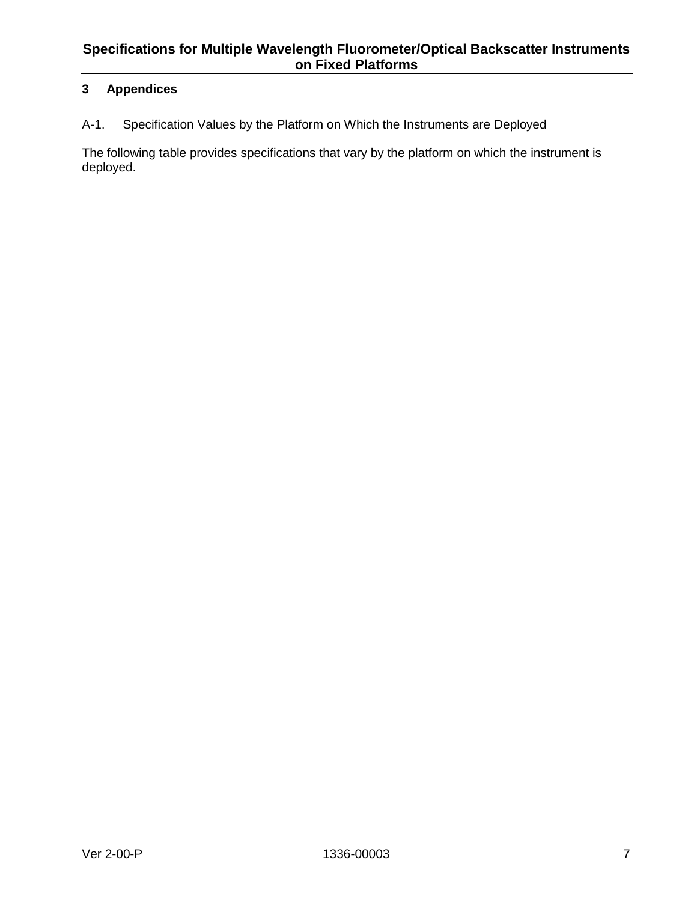## 3 Appendices

A-1. Specification Values by the Platform on Which the Instruments are Deployed

The following table provides specifications that vary by the platform on which the instrument is deployed.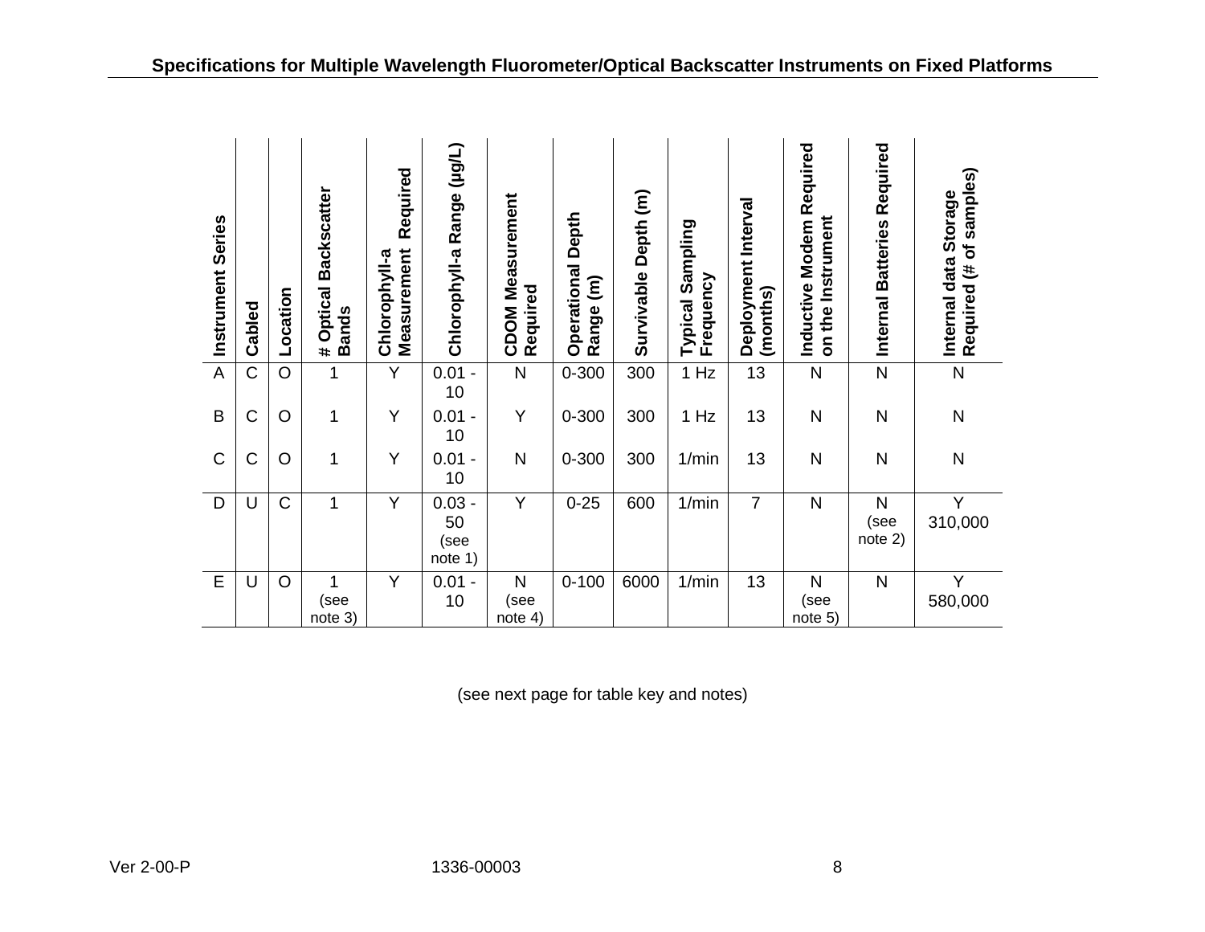## Specifications for Multiple Wavelength Fluorometer/Optical Backscatter Instruments on Fixed Platforms

| Instrument Series | Cabled | Location | # Optical Backscatter Bands | Chlorophyll-a Measurement Required | Chlorophyll-a Range (µg/L) | CDOM Measurement Required | Operational Depth Range (m) | Survivable Depth (m) | Typical Sampling Frequency | Deployment Interval (months) | Inductive Modem Required on the Instrument | Internal Batteries Required | Internal data Storage Required (# of samples) |
|---|---|---|---|---|---|---|---|---|---|---|---|---|---|
| A | C | O | 1 | Y | 0.01 - 10 | N | 0-300 | 300 | 1 Hz | 13 | N | N | N |
| B | C | O | 1 | Y | 0.01 - 10 | Y | 0-300 | 300 | 1 Hz | 13 | N | N | N |
| C | C | O | 1 | Y | 0.01 - 10 | N | 0-300 | 300 | 1/min | 13 | N | N | N |
| D | U | C | 1 | Y | 0.03 - 50 (see note 1) | Y | 0-25 | 600 | 1/min | 7 | N | N (see note 2) | Y 310,000 |
| E | U | O | 1 (see note 3) | Y | 0.01 - 10 | N (see note 4) | 0-100 | 6000 | 1/min | 13 | N (see note 5) | N | Y 580,000 |

(see next page for table key and notes)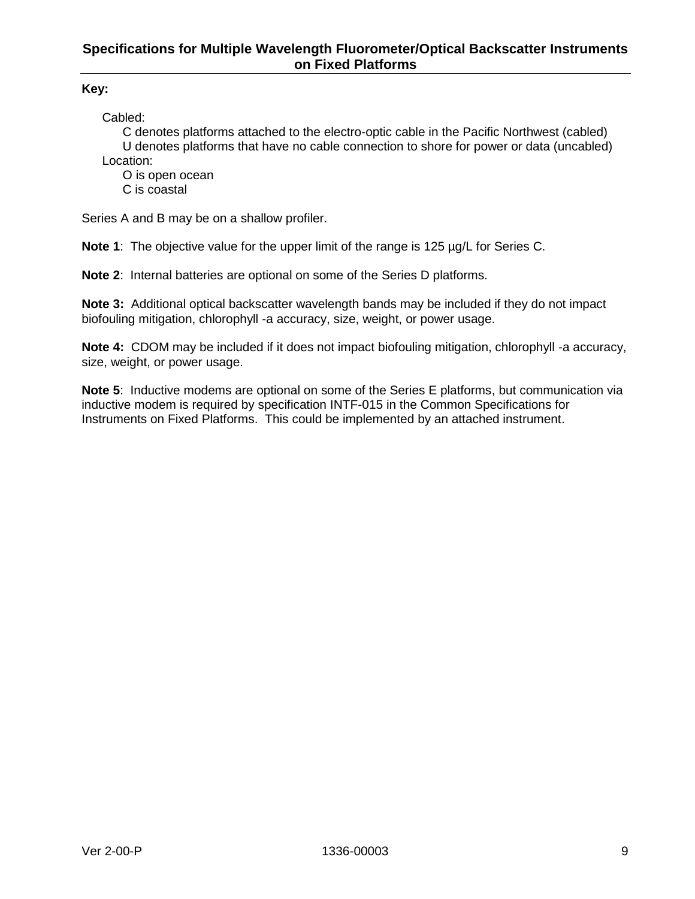**Key:**

Cabled:

- C denotes platforms attached to the electro-optic cable in the Pacific Northwest (cabled)
- U denotes platforms that have no cable connection to shore for power or data (uncabled)

Location:

- O is open ocean
- C is coastal

Series A and B may be on a shallow profiler.

**Note 1**: The objective value for the upper limit of the range is 125 µg/L for Series C.

**Note 2**: Internal batteries are optional on some of the Series D platforms.

**Note 3:** Additional optical backscatter wavelength bands may be included if they do not impact biofouling mitigation, chlorophyll -a accuracy, size, weight, or power usage.

**Note 4:** CDOM may be included if it does not impact biofouling mitigation, chlorophyll -a accuracy, size, weight, or power usage.

**Note 5**: Inductive modems are optional on some of the Series E platforms, but communication via inductive modem is required by specification INTF-015 in the Common Specifications for Instruments on Fixed Platforms. This could be implemented by an attached instrument.